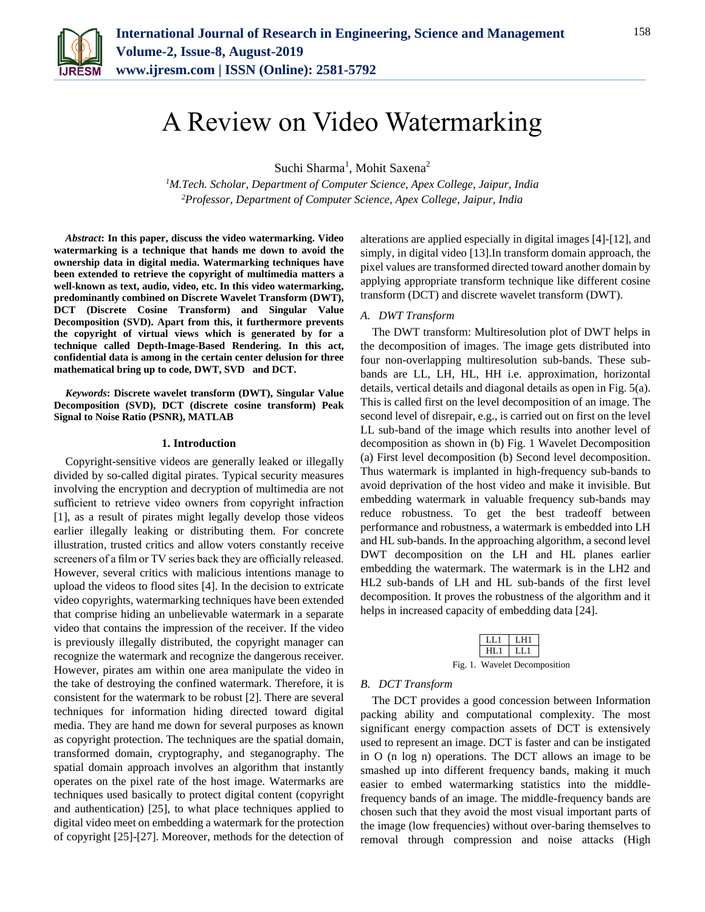# A Review on Video Watermarking

Suchi Sharma[1], Mohit Saxena[2]

[1]*M.Tech. Scholar, Department of Computer Science, Apex College, Jaipur, India*
[2]*Professor, Department of Computer Science, Apex College, Jaipur, India*

***Abstract*: In this paper, discuss the video watermarking. Video watermarking is a technique that hands me down to avoid the ownership data in digital media. Watermarking techniques have been extended to retrieve the copyright of multimedia matters a well-known as text, audio, video, etc. In this video watermarking, predominantly combined on Discrete Wavelet Transform (DWT), DCT (Discrete Cosine Transform) and Singular Value Decomposition (SVD). Apart from this, it furthermore prevents the copyright of virtual views which is generated by for a technique called Depth-Image-Based Rendering. In this act, confidential data is among in the certain center delusion for three mathematical bring up to code, DWT, SVD and DCT.**

***Keywords*: Discrete wavelet transform (DWT), Singular Value Decomposition (SVD), DCT (discrete cosine transform) Peak Signal to Noise Ratio (PSNR), MATLAB**

## 1. Introduction

Copyright-sensitive videos are generally leaked or illegally divided by so-called digital pirates. Typical security measures involving the encryption and decryption of multimedia are not sufficient to retrieve video owners from copyright infraction [1], as a result of pirates might legally develop those videos earlier illegally leaking or distributing them. For concrete illustration, trusted critics and allow voters constantly receive screeners of a film or TV series back they are officially released. However, several critics with malicious intentions manage to upload the videos to flood sites [4]. In the decision to extricate video copyrights, watermarking techniques have been extended that comprise hiding an unbelievable watermark in a separate video that contains the impression of the receiver. If the video is previously illegally distributed, the copyright manager can recognize the watermark and recognize the dangerous receiver. However, pirates am within one area manipulate the video in the take of destroying the confined watermark. Therefore, it is consistent for the watermark to be robust [2]. There are several techniques for information hiding directed toward digital media. They are hand me down for several purposes as known as copyright protection. The techniques are the spatial domain, transformed domain, cryptography, and steganography. The spatial domain approach involves an algorithm that instantly operates on the pixel rate of the host image. Watermarks are techniques used basically to protect digital content (copyright and authentication) [25], to what place techniques applied to digital video meet on embedding a watermark for the protection of copyright [25]-[27]. Moreover, methods for the detection of alterations are applied especially in digital images [4]-[12], and simply, in digital video [13].In transform domain approach, the pixel values are transformed directed toward another domain by applying appropriate transform technique like different cosine transform (DCT) and discrete wavelet transform (DWT).

### A. DWT Transform

The DWT transform: Multiresolution plot of DWT helps in the decomposition of images. The image gets distributed into four non-overlapping multiresolution sub-bands. These sub-bands are LL, LH, HL, HH i.e. approximation, horizontal details, vertical details and diagonal details as open in Fig. 5(a). This is called first on the level decomposition of an image. The second level of disrepair, e.g., is carried out on first on the level LL sub-band of the image which results into another level of decomposition as shown in (b) Fig. 1 Wavelet Decomposition (a) First level decomposition (b) Second level decomposition. Thus watermark is implanted in high-frequency sub-bands to avoid deprivation of the host video and make it invisible. But embedding watermark in valuable frequency sub-bands may reduce robustness. To get the best tradeoff between performance and robustness, a watermark is embedded into LH and HL sub-bands. In the approaching algorithm, a second level DWT decomposition on the LH and HL planes earlier embedding the watermark. The watermark is in the LH2 and HL2 sub-bands of LH and HL sub-bands of the first level decomposition. It proves the robustness of the algorithm and it helps in increased capacity of embedding data [24].

| LL1 | LH1 |
|---|---|
| HL1 | LL1 |

Fig. 1. Wavelet Decomposition

### B. DCT Transform

The DCT provides a good concession between Information packing ability and computational complexity. The most significant energy compaction assets of DCT is extensively used to represent an image. DCT is faster and can be instigated in O (n log n) operations. The DCT allows an image to be smashed up into different frequency bands, making it much easier to embed watermarking statistics into the middle-frequency bands of an image. The middle-frequency bands are chosen such that they avoid the most visual important parts of the image (low frequencies) without over-baring themselves to removal through compression and noise attacks (High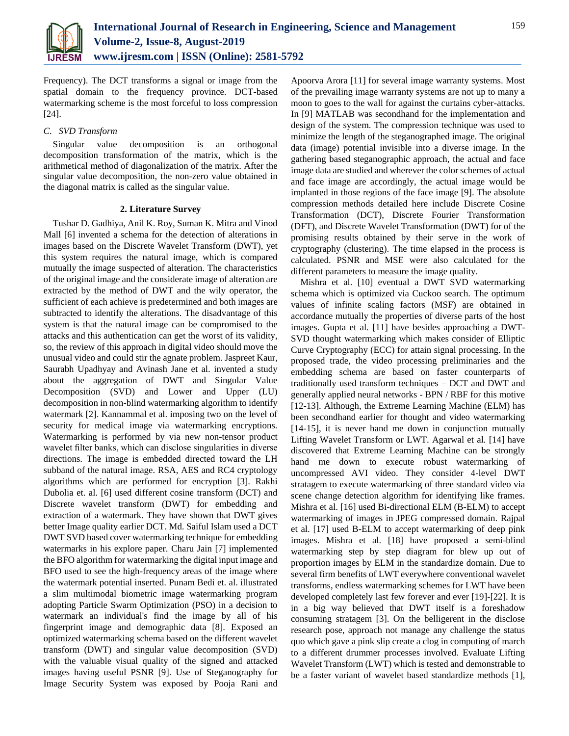Frequency). The DCT transforms a signal or image from the spatial domain to the frequency province. DCT-based watermarking scheme is the most forceful to loss compression [24].

### C. SVD Transform

Singular value decomposition is an orthogonal decomposition transformation of the matrix, which is the arithmetical method of diagonalization of the matrix. After the singular value decomposition, the non-zero value obtained in the diagonal matrix is called as the singular value.

## 2. Literature Survey

Tushar D. Gadhiya, Anil K. Roy, Suman K. Mitra and Vinod Mall [6] invented a schema for the detection of alterations in images based on the Discrete Wavelet Transform (DWT), yet this system requires the natural image, which is compared mutually the image suspected of alteration. The characteristics of the original image and the considerate image of alteration are extracted by the method of DWT and the wily operator, the sufficient of each achieve is predetermined and both images are subtracted to identify the alterations. The disadvantage of this system is that the natural image can be compromised to the attacks and this authentication can get the worst of its validity, so, the review of this approach in digital video should move the unusual video and could stir the agnate problem. Jaspreet Kaur, Saurabh Upadhyay and Avinash Jane et al. invented a study about the aggregation of DWT and Singular Value Decomposition (SVD) and Lower and Upper (LU) decomposition in non-blind watermarking algorithm to identify watermark [2]. Kannammal et al. imposing two on the level of security for medical image via watermarking encryptions. Watermarking is performed by via new non-tensor product wavelet filter banks, which can disclose singularities in diverse directions. The image is embedded directed toward the LH subband of the natural image. RSA, AES and RC4 cryptology algorithms which are performed for encryption [3]. Rakhi Dubolia et. al. [6] used different cosine transform (DCT) and Discrete wavelet transform (DWT) for embedding and extraction of a watermark. They have shown that DWT gives better Image quality earlier DCT. Md. Saiful Islam used a DCT DWT SVD based cover watermarking technique for embedding watermarks in his explore paper. Charu Jain [7] implemented the BFO algorithm for watermarking the digital input image and BFO used to see the high-frequency areas of the image where the watermark potential inserted. Punam Bedi et. al. illustrated a slim multimodal biometric image watermarking program adopting Particle Swarm Optimization (PSO) in a decision to watermark an individual's find the image by all of his fingerprint image and demographic data [8]. Exposed an optimized watermarking schema based on the different wavelet transform (DWT) and singular value decomposition (SVD) with the valuable visual quality of the signed and attacked images having useful PSNR [9]. Use of Steganography for Image Security System was exposed by Pooja Rani and Apoorva Arora [11] for several image warranty systems. Most of the prevailing image warranty systems are not up to many a moon to goes to the wall for against the curtains cyber-attacks. In [9] MATLAB was secondhand for the implementation and design of the system. The compression technique was used to minimize the length of the steganographed image. The original data (image) potential invisible into a diverse image. In the gathering based steganographic approach, the actual and face image data are studied and wherever the color schemes of actual and face image are accordingly, the actual image would be implanted in those regions of the face image [9]. The absolute compression methods detailed here include Discrete Cosine Transformation (DCT), Discrete Fourier Transformation (DFT), and Discrete Wavelet Transformation (DWT) for of the promising results obtained by their serve in the work of cryptography (clustering). The time elapsed in the process is calculated. PSNR and MSE were also calculated for the different parameters to measure the image quality.

Mishra et al. [10] eventual a DWT SVD watermarking schema which is optimized via Cuckoo search. The optimum values of infinite scaling factors (MSF) are obtained in accordance mutually the properties of diverse parts of the host images. Gupta et al. [11] have besides approaching a DWT-SVD thought watermarking which makes consider of Elliptic Curve Cryptography (ECC) for attain signal processing. In the proposed trade, the video processing preliminaries and the embedding schema are based on faster counterparts of traditionally used transform techniques – DCT and DWT and generally applied neural networks - BPN / RBF for this motive [12-13]. Although, the Extreme Learning Machine (ELM) has been secondhand earlier for thought and video watermarking [14-15], it is never hand me down in conjunction mutually Lifting Wavelet Transform or LWT. Agarwal et al. [14] have discovered that Extreme Learning Machine can be strongly hand me down to execute robust watermarking of uncompressed AVI video. They consider 4-level DWT stratagem to execute watermarking of three standard video via scene change detection algorithm for identifying like frames. Mishra et al. [16] used Bi-directional ELM (B-ELM) to accept watermarking of images in JPEG compressed domain. Rajpal et al. [17] used B-ELM to accept watermarking of deep pink images. Mishra et al. [18] have proposed a semi-blind watermarking step by step diagram for blew up out of proportion images by ELM in the standardize domain. Due to several firm benefits of LWT everywhere conventional wavelet transforms, endless watermarking schemes for LWT have been developed completely last few forever and ever [19]-[22]. It is in a big way believed that DWT itself is a foreshadow consuming stratagem [3]. On the belligerent in the disclose research pose, approach not manage any challenge the status quo which gave a pink slip create a clog in computing of march to a different drummer processes involved. Evaluate Lifting Wavelet Transform (LWT) which is tested and demonstrable to be a faster variant of wavelet based standardize methods [1],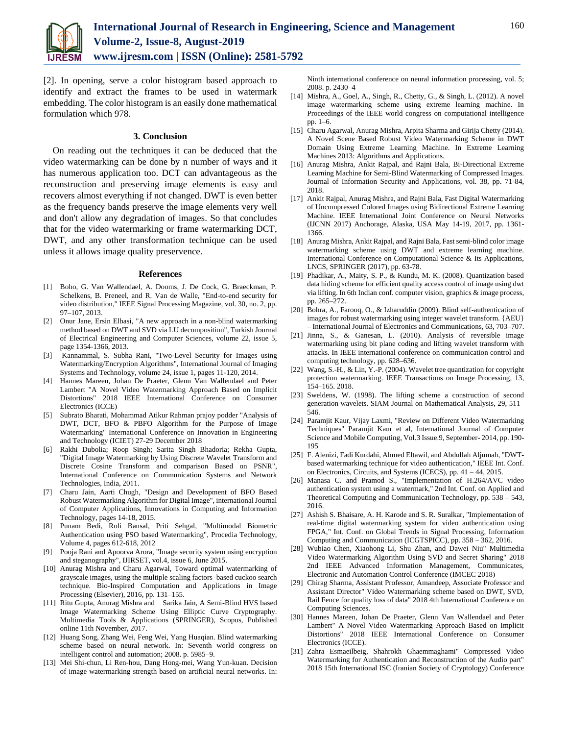[2]. In opening, serve a color histogram based approach to identify and extract the frames to be used in watermark embedding. The color histogram is an easily done mathematical formulation which 978.

### 3. Conclusion

On reading out the techniques it can be deduced that the video watermarking can be done by n number of ways and it has numerous application too. DCT can advantageous as the reconstruction and preserving image elements is easy and recovers almost everything if not changed. DWT is even better as the frequency bands preserve the image elements very well and don't allow any degradation of images. So that concludes that for the video watermarking or frame watermarking DCT, DWT, and any other transformation technique can be used unless it allows image quality preservence.

### References

- [1] Boho, G. Van Wallendael, A. Dooms, J. De Cock, G. Braeckman, P. Schelkens, B. Preneel, and R. Van de Walle, "End-to-end security for video distribution," IEEE Signal Processing Magazine, vol. 30, no. 2, pp. 97–107, 2013.
- [2] Onur Jane, Ersin Elbasi, "A new approach in a non-blind watermarking method based on DWT and SVD via LU decomposition", Turkish Journal of Electrical Engineering and Computer Sciences, volume 22, issue 5, page 1354-1366, 2013.
- [3] Kannammal, S. Subha Rani, "Two-Level Security for Images using Watermarking/Encryption Algorithms", International Journal of Imaging Systems and Technology, volume 24, issue 1, pages 11-120, 2014.
- [4] Hannes Mareen, Johan De Praeter, Glenn Van Wallendael and Peter Lambert "A Novel Video Watermarking Approach Based on Implicit Distortions" 2018 IEEE International Conference on Consumer Electronics (ICCE)
- [5] Subrato Bharati, Mohammad Atikur Rahman prajoy podder "Analysis of DWT, DCT, BFO & PBFO Algorithm for the Purpose of Image Watermarking" International Conference on Innovation in Engineering and Technology (ICIET) 27-29 December 2018
- [6] Rakhi Dubolia; Roop Singh; Sarita Singh Bhadoria; Rekha Gupta, "Digital Image Watermarking by Using Discrete Wavelet Transform and Discrete Cosine Transform and comparison Based on PSNR", International Conference on Communication Systems and Network Technologies, India, 2011.
- [7] Charu Jain, Aarti Chugh, "Design and Development of BFO Based Robust Watermarking Algorithm for Digital Image", international Journal of Computer Applications, Innovations in Computing and Information Technology, pages 14-18, 2015.
- [8] Punam Bedi, Roli Bansal, Priti Sehgal, "Multimodal Biometric Authentication using PSO based Watermarking", Procedia Technology, Volume 4, pages 612-618, 2012
- [9] Pooja Rani and Apoorva Arora, "Image security system using encryption and steganography", IJIRSET, vol.4, issue 6, June 2015.
- [10] Anurag Mishra and Charu Agarwal, Toward optimal watermarking of grayscale images, using the multiple scaling factors–based cuckoo search technique. Bio-Inspired Computation and Applications in Image Processing (Elsevier), 2016, pp. 131–155.
- [11] Ritu Gupta, Anurag Mishra and Sarika Jain, A Semi-Blind HVS based Image Watermarking Scheme Using Elliptic Curve Cryptography. Multimedia Tools & Applications (SPRINGER), Scopus, Published online 11th November, 2017.
- [12] Huang Song, Zhang Wei, Feng Wei, Yang Huaqian. Blind watermarking scheme based on neural network. In: Seventh world congress on intelligent control and automation; 2008. p. 5985–9.
- [13] Mei Shi-chun, Li Ren-hou, Dang Hong-mei, Wang Yun-kuan. Decision of image watermarking strength based on artificial neural networks. In: Ninth international conference on neural information processing, vol. 5; 2008. p. 2430–4
- [14] Mishra, A., Goel, A., Singh, R., Chetty, G., & Singh, L. (2012). A novel image watermarking scheme using extreme learning machine. In Proceedings of the IEEE world congress on computational intelligence pp. 1–6.
- [15] Charu Agarwal, Anurag Mishra, Arpita Sharma and Girija Chetty (2014). A Novel Scene Based Robust Video Watermarking Scheme in DWT Domain Using Extreme Learning Machine. In Extreme Learning Machines 2013: Algorithms and Applications.
- [16] Anurag Mishra, Ankit Rajpal, and Rajni Bala, Bi-Directional Extreme Learning Machine for Semi-Blind Watermarking of Compressed Images. Journal of Information Security and Applications, vol. 38, pp. 71-84, 2018.
- [17] Ankit Rajpal, Anurag Mishra, and Rajni Bala, Fast Digital Watermarking of Uncompressed Colored Images using Bidirectional Extreme Learning Machine. IEEE International Joint Conference on Neural Networks (IJCNN 2017) Anchorage, Alaska, USA May 14-19, 2017, pp. 1361-1366.
- [18] Anurag Mishra, Ankit Rajpal, and Rajni Bala, Fast semi-blind color image watermarking scheme using DWT and extreme learning machine. International Conference on Computational Science & Its Applications, LNCS, SPRINGER (2017), pp. 63-78.
- [19] Phadikar, A., Maity, S. P., & Kundu, M. K. (2008). Quantization based data hiding scheme for efficient quality access control of image using dwt via lifting. In 6th Indian conf. computer vision, graphics & image process, pp. 265–272.
- [20] Bohra, A., Farooq, O., & Izharuddin (2009). Blind self-authentication of images for robust watermarking using integer wavelet transform. {AEU} – International Journal of Electronics and Communications, 63, 703–707.
- [21] Jinna, S., & Ganesan, L. (2010). Analysis of reversible image watermarking using bit plane coding and lifting wavelet transform with attacks. In IEEE international conference on communication control and computing technology, pp. 628–636.
- [22] Wang, S.-H., & Lin, Y.-P. (2004). Wavelet tree quantization for copyright protection watermarking. IEEE Transactions on Image Processing, 13, 154–165. 2018.
- [23] Sweldens, W. (1998). The lifting scheme a construction of second generation wavelets. SIAM Journal on Mathematical Analysis, 29, 511–546.
- [24] Paramjit Kaur, Vijay Laxmi, "Review on Different Video Watermarking Techniques" Paramjit Kaur et al, International Journal of Computer Science and Mobile Computing, Vol.3 Issue.9, September- 2014, pp. 190-195
- [25] F. Alenizi, Fadi Kurdahi, Ahmed Eltawil, and Abdullah Aljumah, "DWT-based watermarking technique for video authentication," IEEE Int. Conf. on Electronics, Circuits, and Systems (ICECS), pp. 41 – 44, 2015.
- [26] Manasa C. and Pramod S., "Implementation of H.264/AVC video authentication system using a watermark," 2nd Int. Conf. on Applied and Theoretical Computing and Communication Technology, pp. 538 – 543, 2016.
- [27] Ashish S. Bhaisare, A. H. Karode and S. R. Suralkar, "Implementation of real-time digital watermarking system for video authentication using FPGA," Int. Conf. on Global Trends in Signal Processing, Information Computing and Communication (ICGTSPICC), pp. 358 – 362, 2016.
- [28] Wubiao Chen, Xiaohong Li, Shu Zhan, and Dawei Niu" Multimedia Video Watermarking Algorithm Using SVD and Secret Sharing" 2018 2nd IEEE Advanced Information Management, Communicates, Electronic and Automation Control Conference (IMCEC 2018)
- [29] Chirag Sharma, Assistant Professor, Amandeep, Associate Professor and Assistant Director" Video Watermarking scheme based on DWT, SVD, Rail Fence for quality loss of data" 2018 4th International Conference on Computing Sciences.
- [30] Hannes Mareen, Johan De Praeter, Glenn Van Wallendael and Peter Lambert" A Novel Video Watermarking Approach Based on Implicit Distortions" 2018 IEEE International Conference on Consumer Electronics (ICCE).
- [31] Zahra Esmaeilbeig, Shahrokh Ghaemmaghami" Compressed Video Watermarking for Authentication and Reconstruction of the Audio part" 2018 15th International ISC (Iranian Society of Cryptology) Conference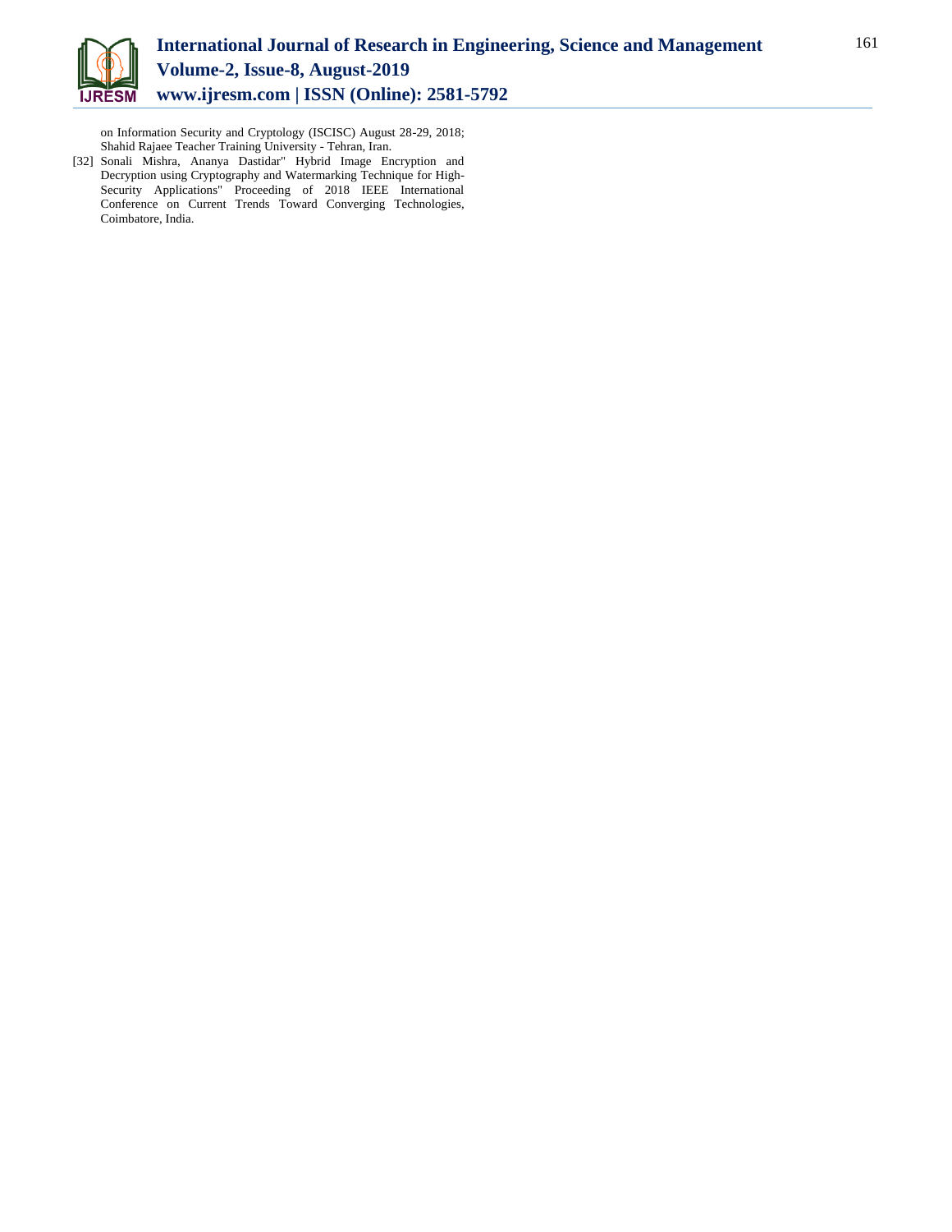on Information Security and Cryptology (ISCISC) August 28-29, 2018; Shahid Rajaee Teacher Training University - Tehran, Iran.

[32] Sonali Mishra, Ananya Dastidar" Hybrid Image Encryption and Decryption using Cryptography and Watermarking Technique for High-Security Applications" Proceeding of 2018 IEEE International Conference on Current Trends Toward Converging Technologies, Coimbatore, India.